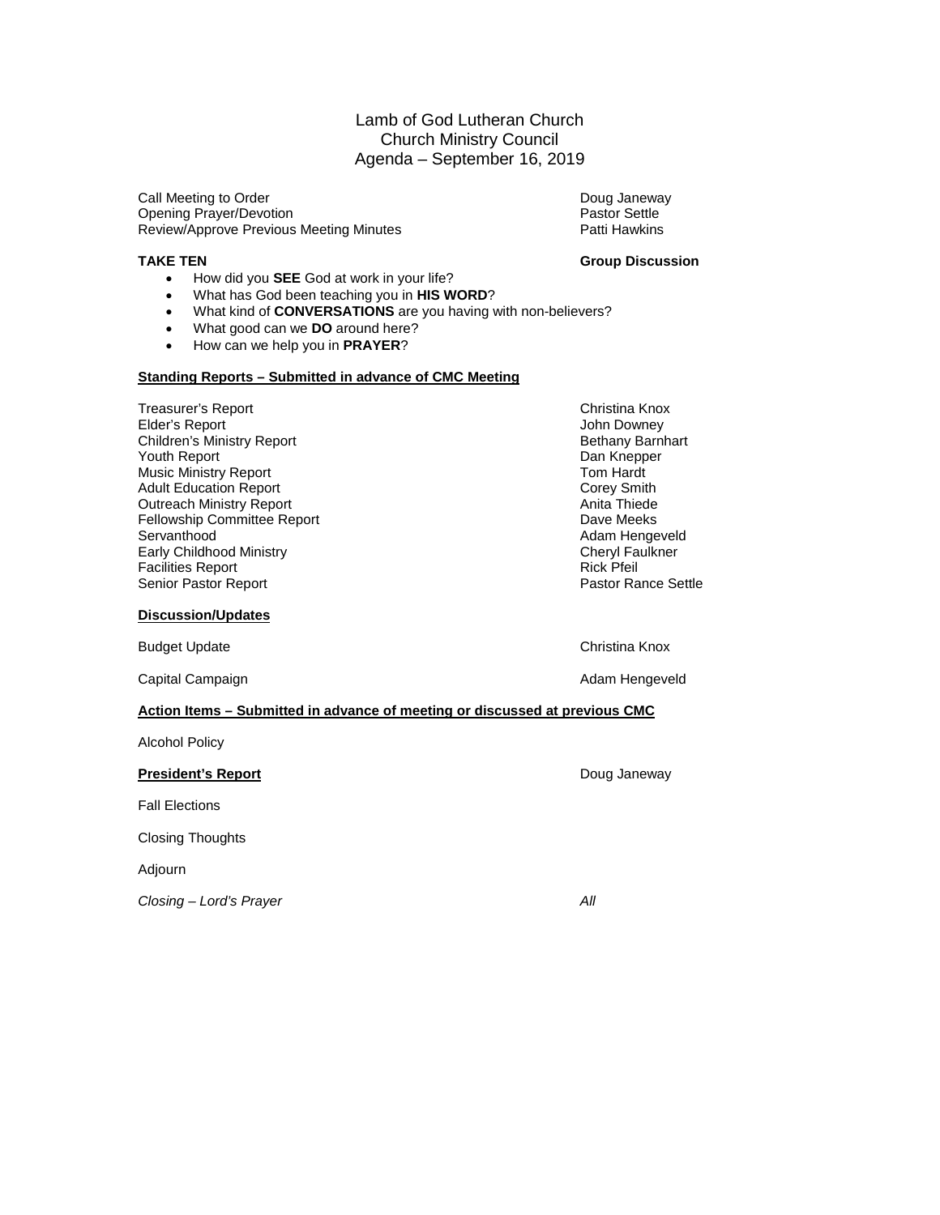# Lamb of God Lutheran Church
## Church Ministry Council
## Agenda – September 16, 2019

| | |
|---|---|
| Call Meeting to Order | Doug Janeway |
| Opening Prayer/Devotion | Pastor Settle |
| Review/Approve Previous Meeting Minutes | Patti Hawkins |

**TAKE TEN** **Group Discussion**

- How did you **SEE** God at work in your life?
- What has God been teaching you in **HIS WORD**?
- What kind of **CONVERSATIONS** are you having with non-believers?
- What good can we **DO** around here?
- How can we help you in **PRAYER**?

**Standing Reports – Submitted in advance of CMC Meeting**

| | |
|---|---|
| Treasurer's Report | Christina Knox |
| Elder's Report | John Downey |
| Children's Ministry Report | Bethany Barnhart |
| Youth Report | Dan Knepper |
| Music Ministry Report | Tom Hardt |
| Adult Education Report | Corey Smith |
| Outreach Ministry Report | Anita Thiede |
| Fellowship Committee Report | Dave Meeks |
| Servanthood | Adam Hengeveld |
| Early Childhood Ministry | Cheryl Faulkner |
| Facilities Report | Rick Pfeil |
| Senior Pastor Report | Pastor Rance Settle |

**Discussion/Updates**

| | |
|---|---|
| Budget Update | Christina Knox |
| Capital Campaign | Adam Hengeveld |

**Action Items – Submitted in advance of meeting or discussed at previous CMC**

Alcohol Policy

**President's Report** Doug Janeway

Fall Elections

Closing Thoughts

Adjourn

*Closing – Lord's Prayer* *All*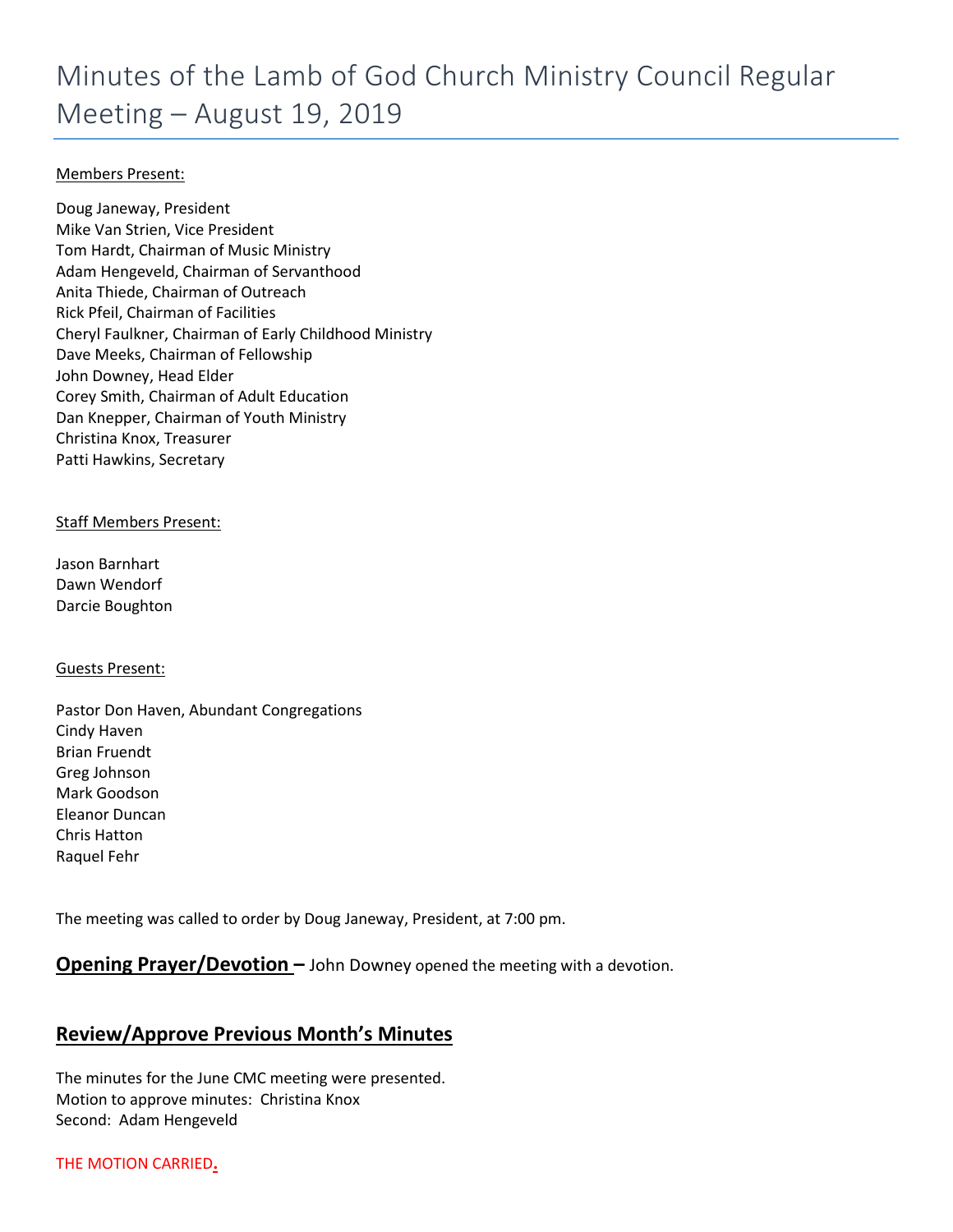# Minutes of the Lamb of God Church Ministry Council Regular Meeting – August 19, 2019

Members Present:

Doug Janeway, President
Mike Van Strien, Vice President
Tom Hardt, Chairman of Music Ministry
Adam Hengeveld, Chairman of Servanthood
Anita Thiede, Chairman of Outreach
Rick Pfeil, Chairman of Facilities
Cheryl Faulkner, Chairman of Early Childhood Ministry
Dave Meeks, Chairman of Fellowship
John Downey, Head Elder
Corey Smith, Chairman of Adult Education
Dan Knepper, Chairman of Youth Ministry
Christina Knox, Treasurer
Patti Hawkins, Secretary

Staff Members Present:

Jason Barnhart
Dawn Wendorf
Darcie Boughton

Guests Present:

Pastor Don Haven, Abundant Congregations
Cindy Haven
Brian Fruendt
Greg Johnson
Mark Goodson
Eleanor Duncan
Chris Hatton
Raquel Fehr

The meeting was called to order by Doug Janeway, President, at 7:00 pm.

**Opening Prayer/Devotion –** John Downey opened the meeting with a devotion.

## Review/Approve Previous Month's Minutes

The minutes for the June CMC meeting were presented.
Motion to approve minutes: Christina Knox
Second: Adam Hengeveld

THE MOTION CARRIED.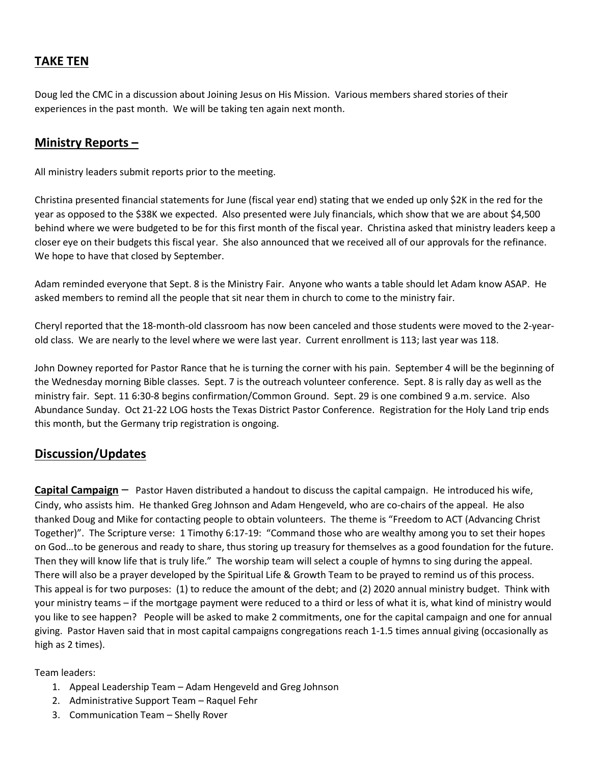## **TAKE TEN**

Doug led the CMC in a discussion about Joining Jesus on His Mission. Various members shared stories of their experiences in the past month. We will be taking ten again next month.

## **Ministry Reports –**

All ministry leaders submit reports prior to the meeting.

Christina presented financial statements for June (fiscal year end) stating that we ended up only $2K in the red for the year as opposed to the $38K we expected. Also presented were July financials, which show that we are about $4,500 behind where we were budgeted to be for this first month of the fiscal year. Christina asked that ministry leaders keep a closer eye on their budgets this fiscal year. She also announced that we received all of our approvals for the refinance. We hope to have that closed by September.

Adam reminded everyone that Sept. 8 is the Ministry Fair. Anyone who wants a table should let Adam know ASAP. He asked members to remind all the people that sit near them in church to come to the ministry fair.

Cheryl reported that the 18-month-old classroom has now been canceled and those students were moved to the 2-year-old class. We are nearly to the level where we were last year. Current enrollment is 113; last year was 118.

John Downey reported for Pastor Rance that he is turning the corner with his pain. September 4 will be the beginning of the Wednesday morning Bible classes. Sept. 7 is the outreach volunteer conference. Sept. 8 is rally day as well as the ministry fair. Sept. 11 6:30-8 begins confirmation/Common Ground. Sept. 29 is one combined 9 a.m. service. Also Abundance Sunday. Oct 21-22 LOG hosts the Texas District Pastor Conference. Registration for the Holy Land trip ends this month, but the Germany trip registration is ongoing.

## **Discussion/Updates**

**Capital Campaign** – Pastor Haven distributed a handout to discuss the capital campaign. He introduced his wife, Cindy, who assists him. He thanked Greg Johnson and Adam Hengeveld, who are co-chairs of the appeal. He also thanked Doug and Mike for contacting people to obtain volunteers. The theme is "Freedom to ACT (Advancing Christ Together)". The Scripture verse: 1 Timothy 6:17-19: "Command those who are wealthy among you to set their hopes on God…to be generous and ready to share, thus storing up treasury for themselves as a good foundation for the future. Then they will know life that is truly life." The worship team will select a couple of hymns to sing during the appeal. There will also be a prayer developed by the Spiritual Life & Growth Team to be prayed to remind us of this process. This appeal is for two purposes: (1) to reduce the amount of the debt; and (2) 2020 annual ministry budget. Think with your ministry teams – if the mortgage payment were reduced to a third or less of what it is, what kind of ministry would you like to see happen? People will be asked to make 2 commitments, one for the capital campaign and one for annual giving. Pastor Haven said that in most capital campaigns congregations reach 1-1.5 times annual giving (occasionally as high as 2 times).

Team leaders:

1. Appeal Leadership Team – Adam Hengeveld and Greg Johnson
2. Administrative Support Team – Raquel Fehr
3. Communication Team – Shelly Rover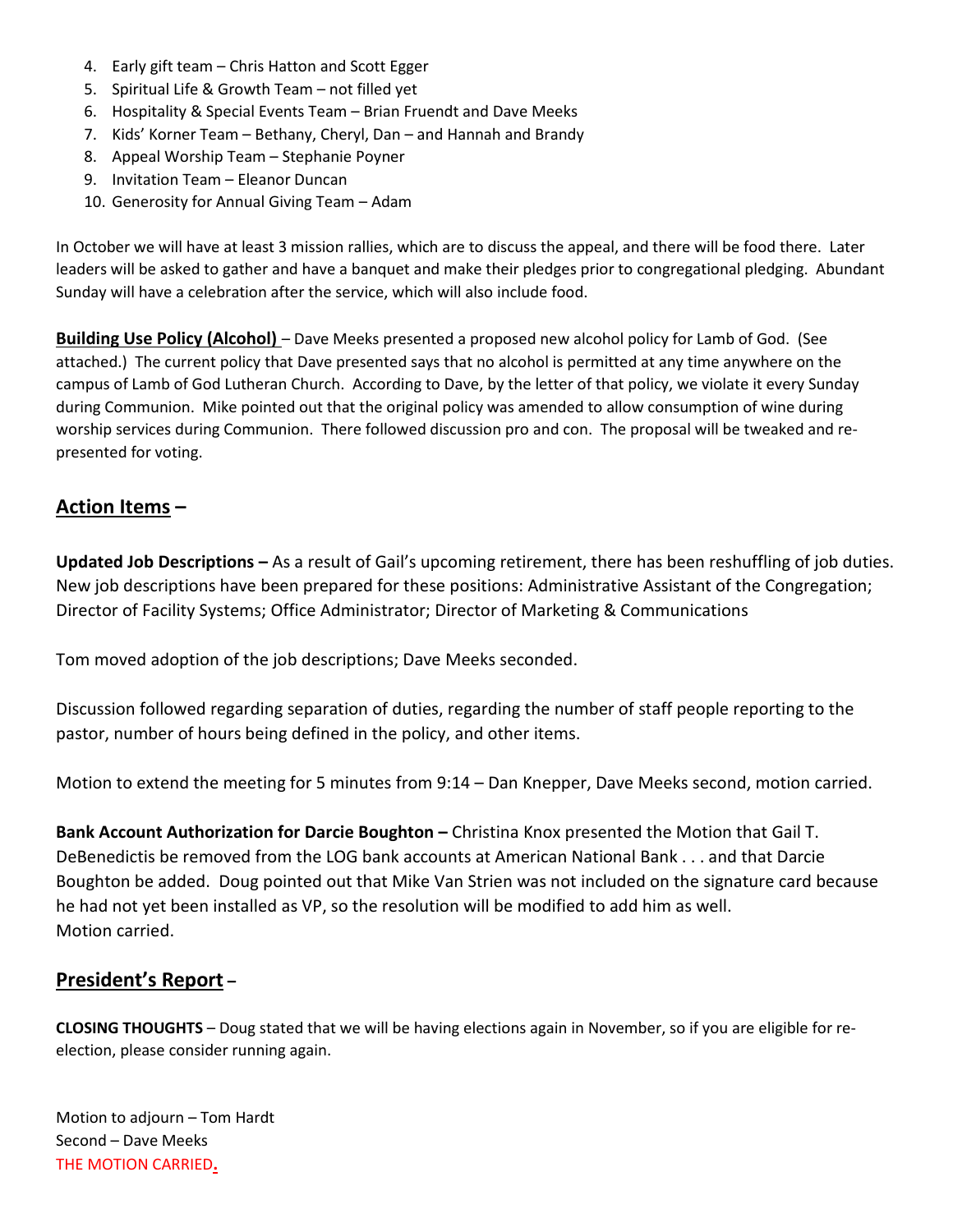4. Early gift team – Chris Hatton and Scott Egger
5. Spiritual Life & Growth Team – not filled yet
6. Hospitality & Special Events Team – Brian Fruendt and Dave Meeks
7. Kids' Korner Team – Bethany, Cheryl, Dan – and Hannah and Brandy
8. Appeal Worship Team – Stephanie Poyner
9. Invitation Team – Eleanor Duncan
10. Generosity for Annual Giving Team – Adam

In October we will have at least 3 mission rallies, which are to discuss the appeal, and there will be food there. Later leaders will be asked to gather and have a banquet and make their pledges prior to congregational pledging. Abundant Sunday will have a celebration after the service, which will also include food.

**Building Use Policy (Alcohol)** – Dave Meeks presented a proposed new alcohol policy for Lamb of God. (See attached.) The current policy that Dave presented says that no alcohol is permitted at any time anywhere on the campus of Lamb of God Lutheran Church. According to Dave, by the letter of that policy, we violate it every Sunday during Communion. Mike pointed out that the original policy was amended to allow consumption of wine during worship services during Communion. There followed discussion pro and con. The proposal will be tweaked and re-presented for voting.

## Action Items –

**Updated Job Descriptions –** As a result of Gail's upcoming retirement, there has been reshuffling of job duties. New job descriptions have been prepared for these positions: Administrative Assistant of the Congregation; Director of Facility Systems; Office Administrator; Director of Marketing & Communications

Tom moved adoption of the job descriptions; Dave Meeks seconded.

Discussion followed regarding separation of duties, regarding the number of staff people reporting to the pastor, number of hours being defined in the policy, and other items.

Motion to extend the meeting for 5 minutes from 9:14 – Dan Knepper, Dave Meeks second, motion carried.

**Bank Account Authorization for Darcie Boughton –** Christina Knox presented the Motion that Gail T. DeBenedictis be removed from the LOG bank accounts at American National Bank . . . and that Darcie Boughton be added. Doug pointed out that Mike Van Strien was not included on the signature card because he had not yet been installed as VP, so the resolution will be modified to add him as well.
Motion carried.

## President's Report –

**CLOSING THOUGHTS** – Doug stated that we will be having elections again in November, so if you are eligible for re-election, please consider running again.

Motion to adjourn – Tom Hardt
Second – Dave Meeks
THE MOTION CARRIED.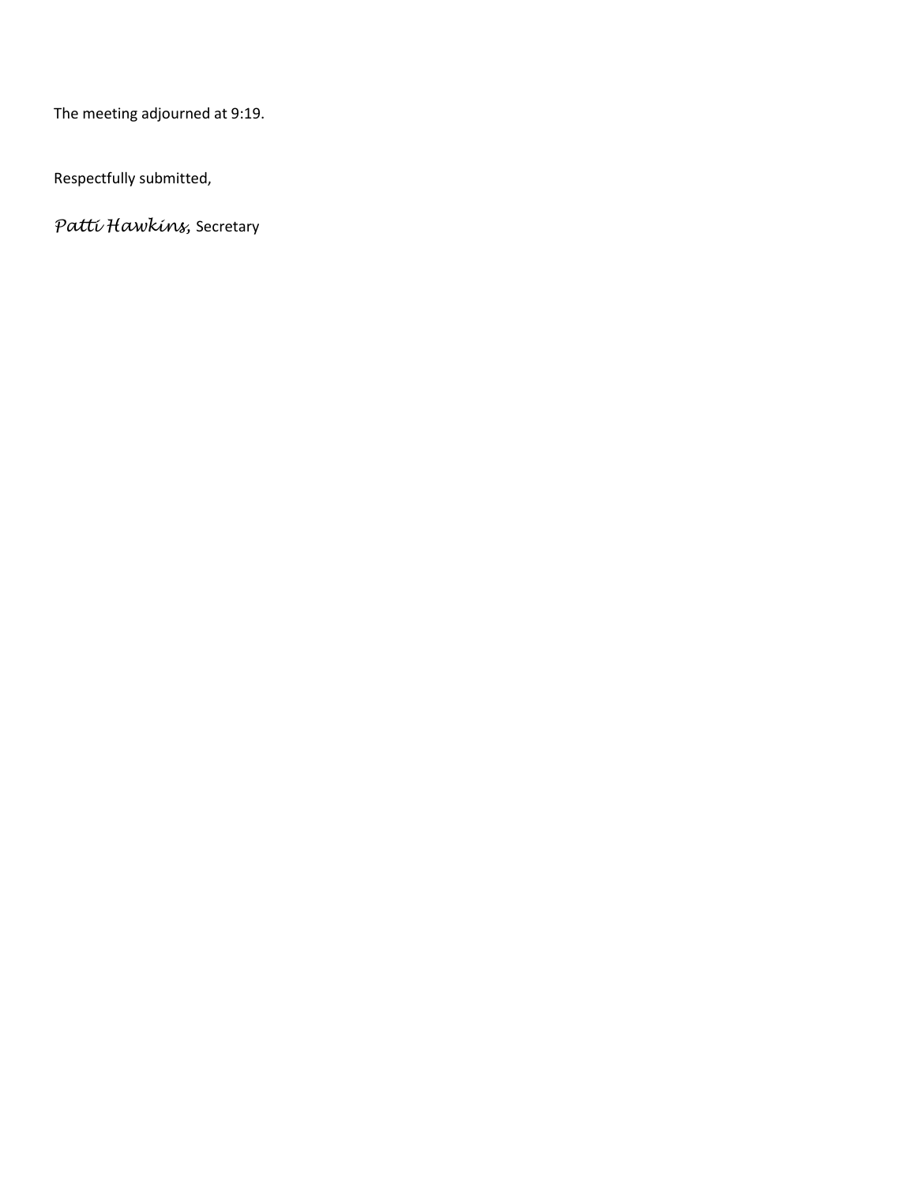The meeting adjourned at 9:19.

Respectfully submitted,

*Patti Hawkins,* Secretary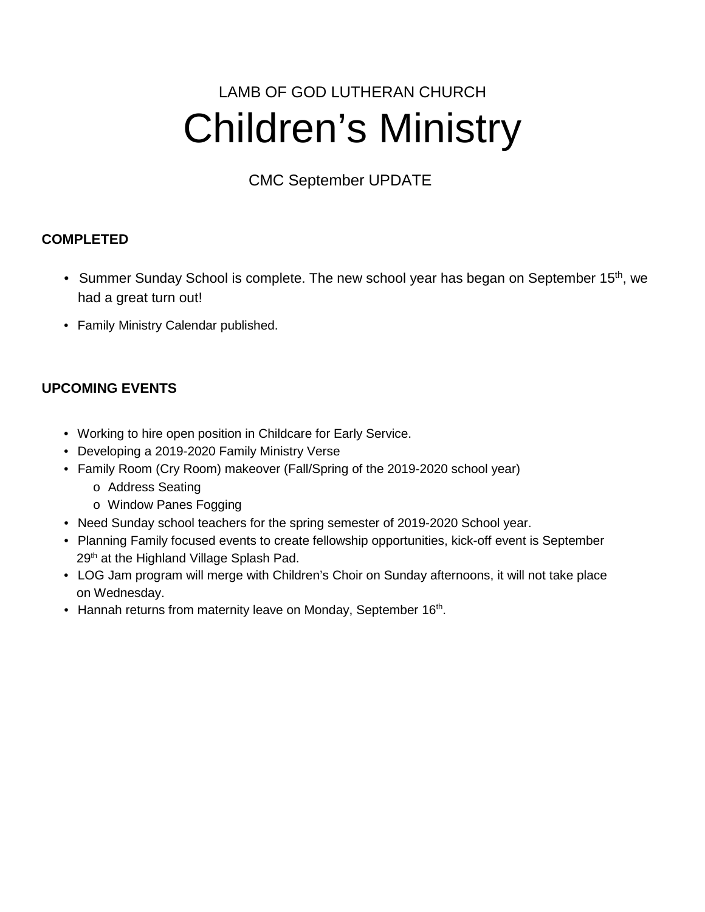LAMB OF GOD LUTHERAN CHURCH

# Children's Ministry

CMC September UPDATE

**COMPLETED**

- Summer Sunday School is complete. The new school year has began on September 15th, we had a great turn out!
- Family Ministry Calendar published.

**UPCOMING EVENTS**

- Working to hire open position in Childcare for Early Service.
- Developing a 2019-2020 Family Ministry Verse
- Family Room (Cry Room) makeover (Fall/Spring of the 2019-2020 school year)
  - Address Seating
  - Window Panes Fogging
- Need Sunday school teachers for the spring semester of 2019-2020 School year.
- Planning Family focused events to create fellowship opportunities, kick-off event is September 29th at the Highland Village Splash Pad.
- LOG Jam program will merge with Children's Choir on Sunday afternoons, it will not take place on Wednesday.
- Hannah returns from maternity leave on Monday, September 16th.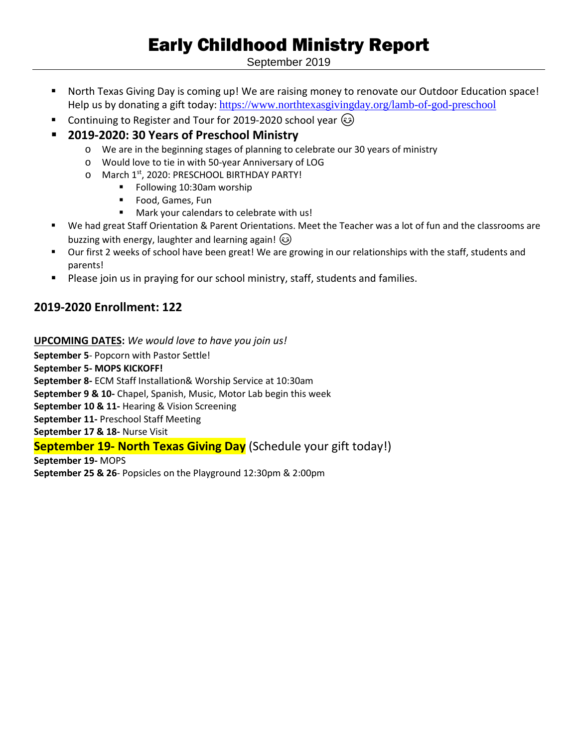# Early Childhood Ministry Report

September 2019

- North Texas Giving Day is coming up! We are raising money to renovate our Outdoor Education space! Help us by donating a gift today: https://www.northtexasgivingday.org/lamb-of-god-preschool
- Continuing to Register and Tour for 2019-2020 school year 😊
- **2019-2020: 30 Years of Preschool Ministry**
  - We are in the beginning stages of planning to celebrate our 30 years of ministry
  - Would love to tie in with 50-year Anniversary of LOG
  - March 1st, 2020: PRESCHOOL BIRTHDAY PARTY!
    - Following 10:30am worship
    - Food, Games, Fun
    - Mark your calendars to celebrate with us!
- We had great Staff Orientation & Parent Orientations. Meet the Teacher was a lot of fun and the classrooms are buzzing with energy, laughter and learning again! 😊
- Our first 2 weeks of school have been great! We are growing in our relationships with the staff, students and parents!
- Please join us in praying for our school ministry, staff, students and families.

## 2019-2020 Enrollment: 122

**UPCOMING DATES:** *We would love to have you join us!*

**September 5**- Popcorn with Pastor Settle!
**September 5- MOPS KICKOFF!**
**September 8-** ECM Staff Installation& Worship Service at 10:30am
**September 9 & 10-** Chapel, Spanish, Music, Motor Lab begin this week
**September 10 & 11-** Hearing & Vision Screening
**September 11-** Preschool Staff Meeting
**September 17 & 18-** Nurse Visit
**September 19- North Texas Giving Day** (Schedule your gift today!)
**September 19-** MOPS
**September 25 & 26**- Popsicles on the Playground 12:30pm & 2:00pm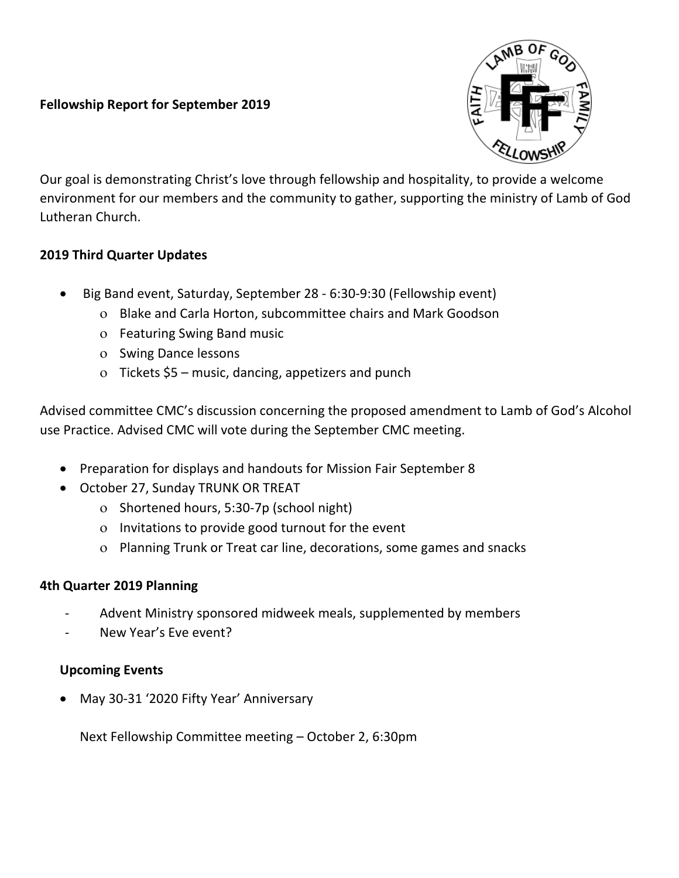**Fellowship Report for September 2019**

Our goal is demonstrating Christ's love through fellowship and hospitality, to provide a welcome environment for our members and the community to gather, supporting the ministry of Lamb of God Lutheran Church.

**2019 Third Quarter Updates**

- Big Band event, Saturday, September 28 - 6:30-9:30 (Fellowship event)
  - Blake and Carla Horton, subcommittee chairs and Mark Goodson
  - Featuring Swing Band music
  - Swing Dance lessons
  - Tickets $5 – music, dancing, appetizers and punch

Advised committee CMC's discussion concerning the proposed amendment to Lamb of God's Alcohol use Practice. Advised CMC will vote during the September CMC meeting.

- Preparation for displays and handouts for Mission Fair September 8
- October 27, Sunday TRUNK OR TREAT
  - Shortened hours, 5:30-7p (school night)
  - Invitations to provide good turnout for the event
  - Planning Trunk or Treat car line, decorations, some games and snacks

**4th Quarter 2019 Planning**

- Advent Ministry sponsored midweek meals, supplemented by members
- New Year's Eve event?

**Upcoming Events**

- May 30-31 '2020 Fifty Year' Anniversary

Next Fellowship Committee meeting – October 2, 6:30pm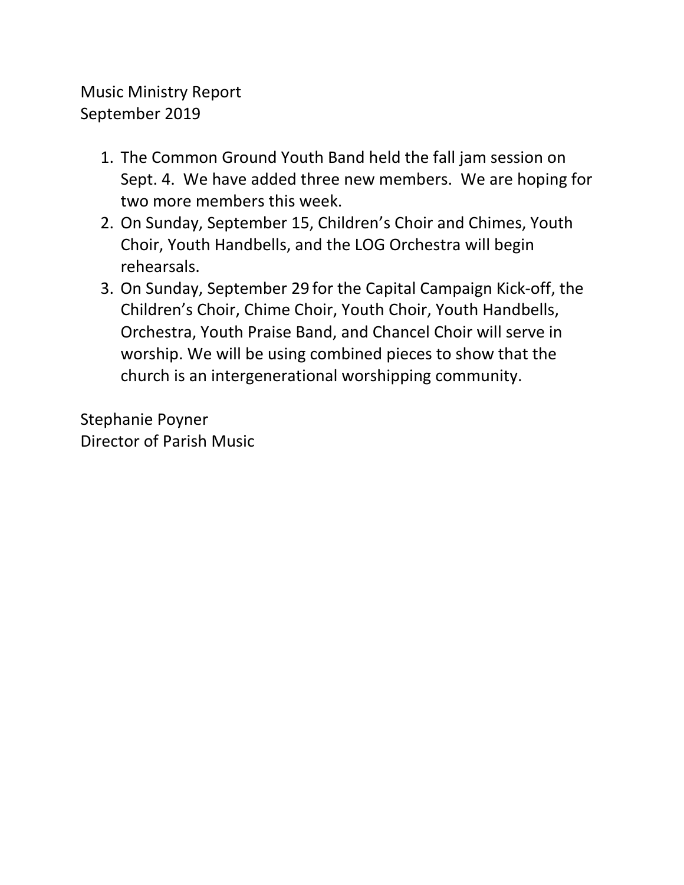Music Ministry Report
September 2019

1. The Common Ground Youth Band held the fall jam session on Sept. 4. We have added three new members. We are hoping for two more members this week.
2. On Sunday, September 15, Children's Choir and Chimes, Youth Choir, Youth Handbells, and the LOG Orchestra will begin rehearsals.
3. On Sunday, September 29 for the Capital Campaign Kick-off, the Children's Choir, Chime Choir, Youth Choir, Youth Handbells, Orchestra, Youth Praise Band, and Chancel Choir will serve in worship. We will be using combined pieces to show that the church is an intergenerational worshipping community.

Stephanie Poyner
Director of Parish Music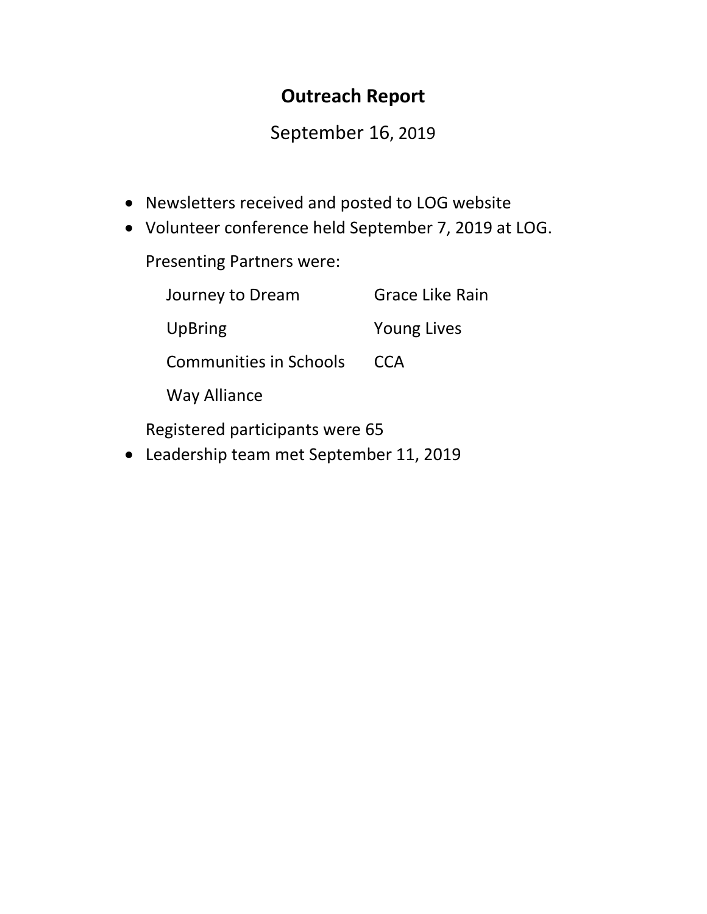# Outreach Report

September 16, 2019

- Newsletters received and posted to LOG website
- Volunteer conference held September 7, 2019 at LOG.

  Presenting Partners were:

  | | |
  |---|---|
  | Journey to Dream | Grace Like Rain |
  | UpBring | Young Lives |
  | Communities in Schools | CCA |
  | Way Alliance | |

  Registered participants were 65
- Leadership team met September 11, 2019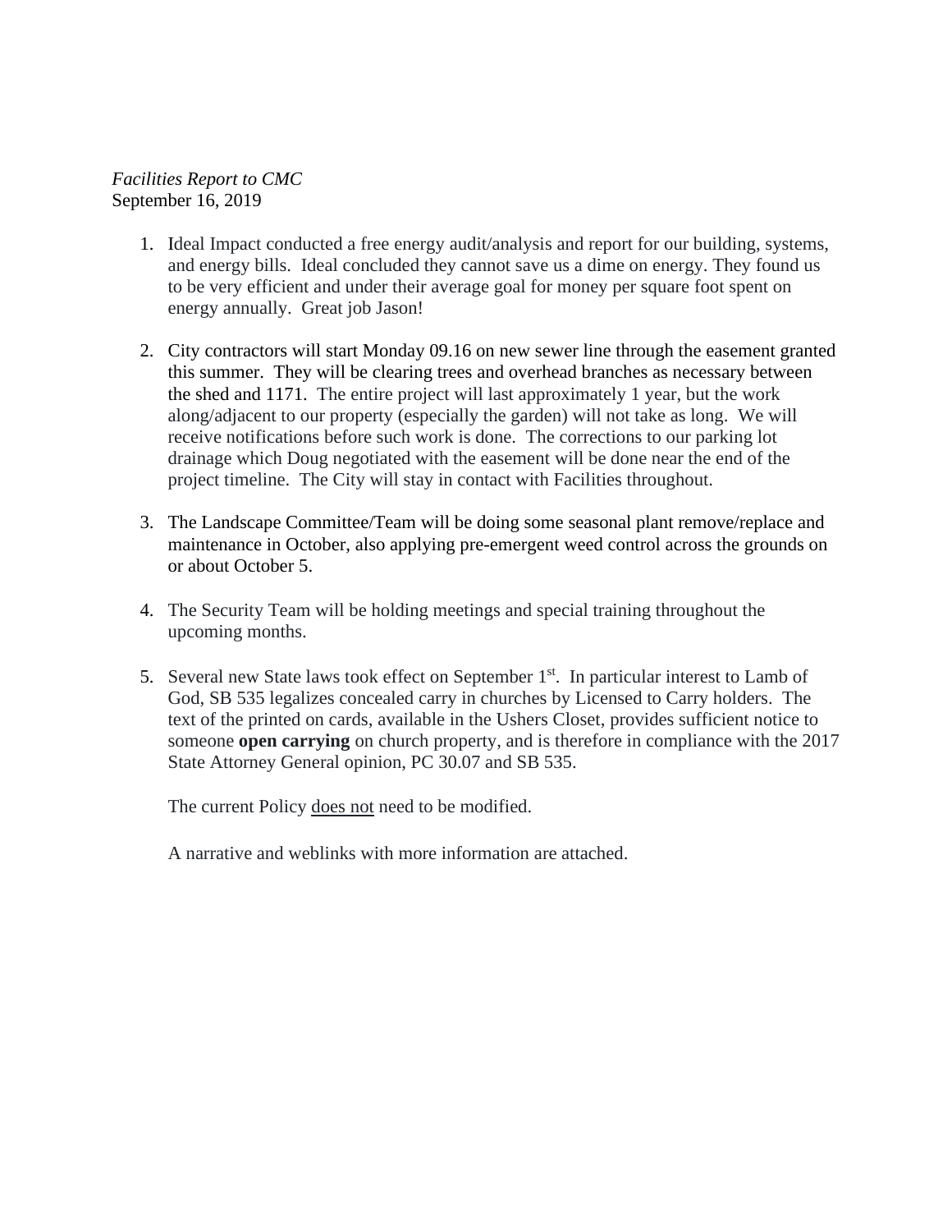*Facilities Report to CMC*
September 16, 2019

1. Ideal Impact conducted a free energy audit/analysis and report for our building, systems, and energy bills. Ideal concluded they cannot save us a dime on energy. They found us to be very efficient and under their average goal for money per square foot spent on energy annually. Great job Jason!

2. City contractors will start Monday 09.16 on new sewer line through the easement granted this summer. They will be clearing trees and overhead branches as necessary between the shed and 1171. The entire project will last approximately 1 year, but the work along/adjacent to our property (especially the garden) will not take as long. We will receive notifications before such work is done. The corrections to our parking lot drainage which Doug negotiated with the easement will be done near the end of the project timeline. The City will stay in contact with Facilities throughout.

3. The Landscape Committee/Team will be doing some seasonal plant remove/replace and maintenance in October, also applying pre-emergent weed control across the grounds on or about October 5.

4. The Security Team will be holding meetings and special training throughout the upcoming months.

5. Several new State laws took effect on September 1st. In particular interest to Lamb of God, SB 535 legalizes concealed carry in churches by Licensed to Carry holders. The text of the printed on cards, available in the Ushers Closet, provides sufficient notice to someone **open carrying** on church property, and is therefore in compliance with the 2017 State Attorney General opinion, PC 30.07 and SB 535.

   The current Policy <u>does not</u> need to be modified.

   A narrative and weblinks with more information are attached.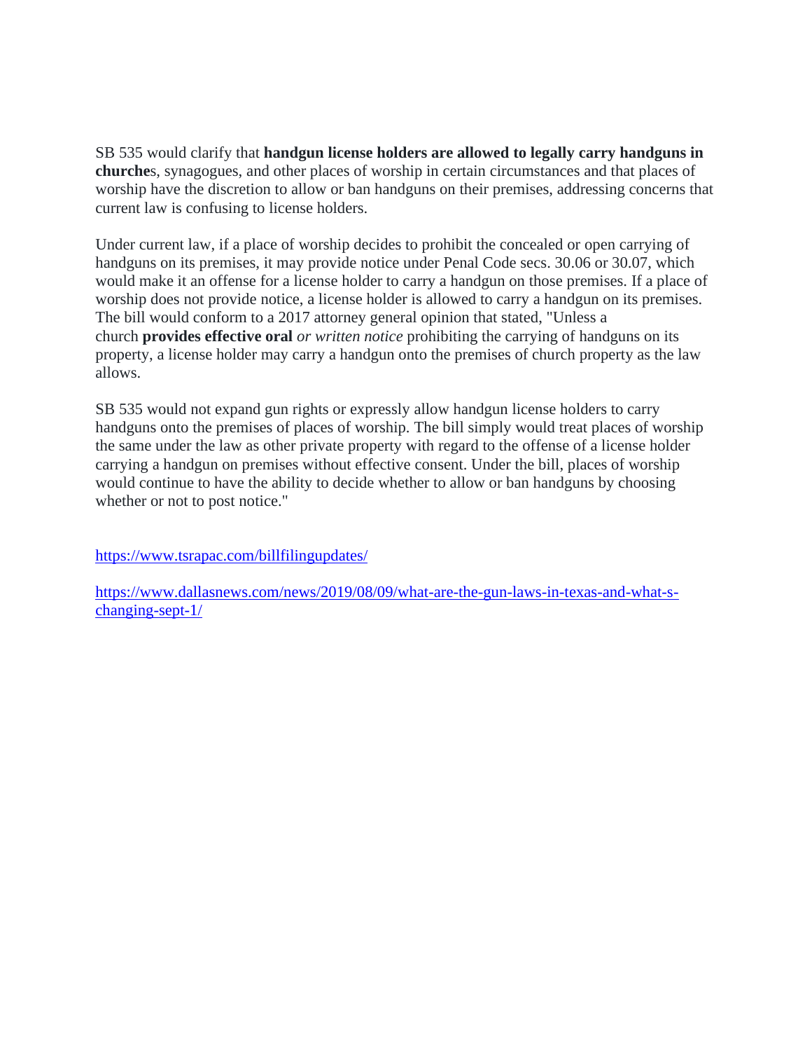SB 535 would clarify that **handgun license holders are allowed to legally carry handguns in churche**s, synagogues, and other places of worship in certain circumstances and that places of worship have the discretion to allow or ban handguns on their premises, addressing concerns that current law is confusing to license holders.

Under current law, if a place of worship decides to prohibit the concealed or open carrying of handguns on its premises, it may provide notice under Penal Code secs. 30.06 or 30.07, which would make it an offense for a license holder to carry a handgun on those premises. If a place of worship does not provide notice, a license holder is allowed to carry a handgun on its premises. The bill would conform to a 2017 attorney general opinion that stated, "Unless a church **provides effective oral** *or written notice* prohibiting the carrying of handguns on its property, a license holder may carry a handgun onto the premises of church property as the law allows.

SB 535 would not expand gun rights or expressly allow handgun license holders to carry handguns onto the premises of places of worship. The bill simply would treat places of worship the same under the law as other private property with regard to the offense of a license holder carrying a handgun on premises without effective consent. Under the bill, places of worship would continue to have the ability to decide whether to allow or ban handguns by choosing whether or not to post notice."

https://www.tsrapac.com/billfilingupdates/

https://www.dallasnews.com/news/2019/08/09/what-are-the-gun-laws-in-texas-and-what-s-changing-sept-1/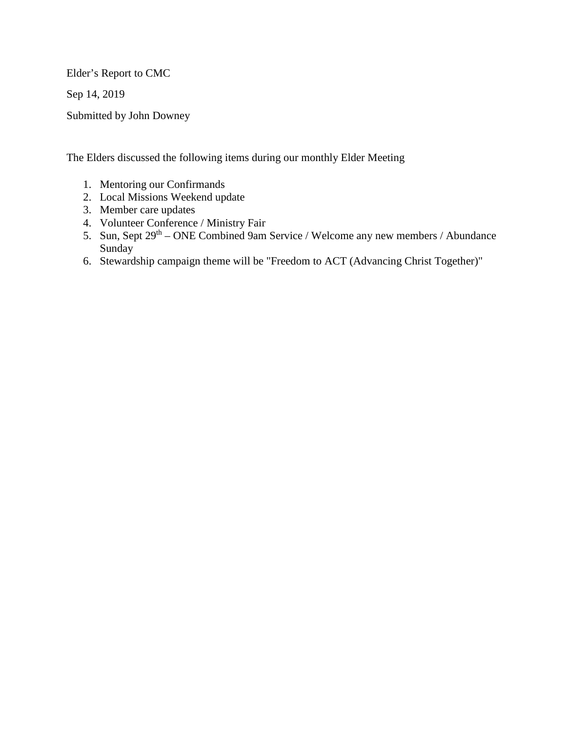Elder's Report to CMC

Sep 14, 2019

Submitted by John Downey

The Elders discussed the following items during our monthly Elder Meeting

1. Mentoring our Confirmands
2. Local Missions Weekend update
3. Member care updates
4. Volunteer Conference / Ministry Fair
5. Sun, Sept 29th – ONE Combined 9am Service / Welcome any new members / Abundance Sunday
6. Stewardship campaign theme will be "Freedom to ACT (Advancing Christ Together)"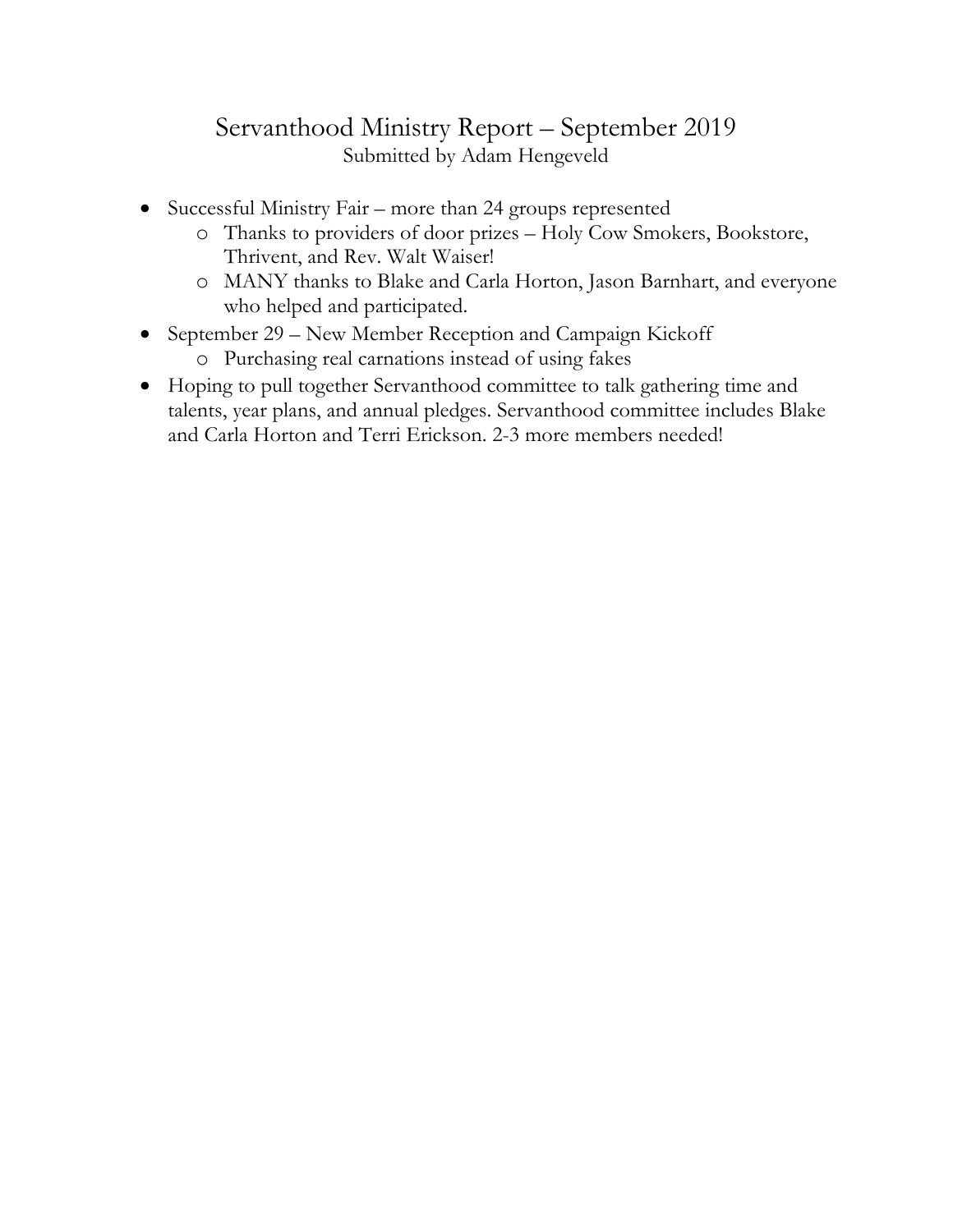# Servanthood Ministry Report – September 2019

Submitted by Adam Hengeveld

- Successful Ministry Fair – more than 24 groups represented
  - Thanks to providers of door prizes – Holy Cow Smokers, Bookstore, Thrivent, and Rev. Walt Waiser!
  - MANY thanks to Blake and Carla Horton, Jason Barnhart, and everyone who helped and participated.
- September 29 – New Member Reception and Campaign Kickoff
  - Purchasing real carnations instead of using fakes
- Hoping to pull together Servanthood committee to talk gathering time and talents, year plans, and annual pledges. Servanthood committee includes Blake and Carla Horton and Terri Erickson. 2-3 more members needed!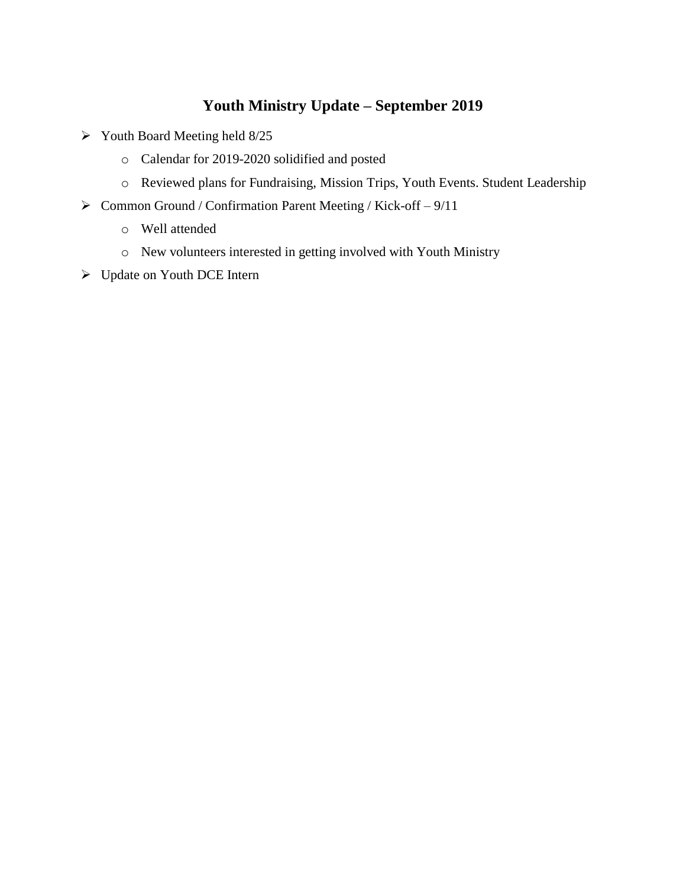## Youth Ministry Update – September 2019

- Youth Board Meeting held 8/25
  - Calendar for 2019-2020 solidified and posted
  - Reviewed plans for Fundraising, Mission Trips, Youth Events. Student Leadership
- Common Ground / Confirmation Parent Meeting / Kick-off – 9/11
  - Well attended
  - New volunteers interested in getting involved with Youth Ministry
- Update on Youth DCE Intern